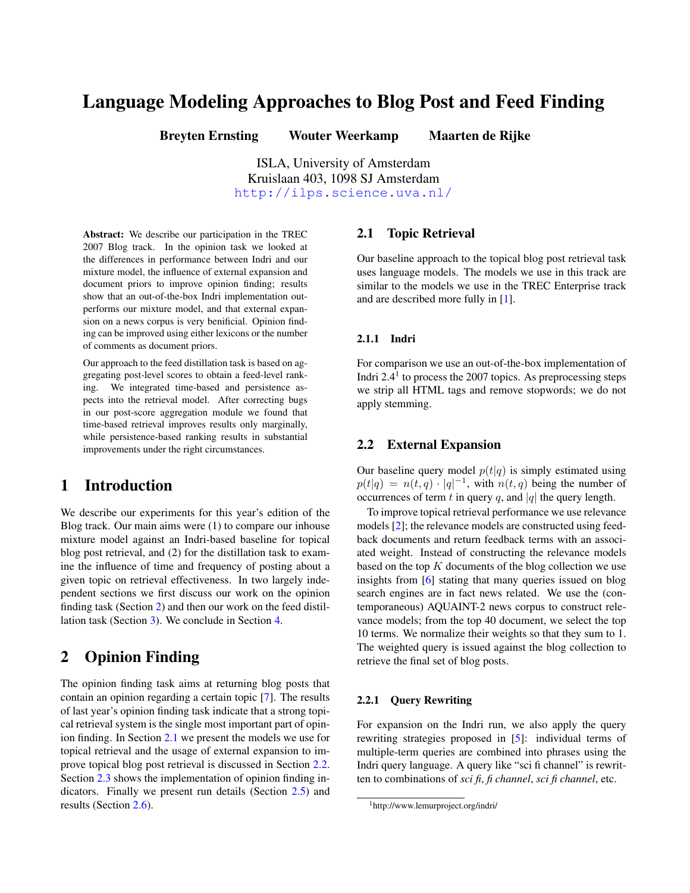# Language Modeling Approaches to Blog Post and Feed Finding

**Breyten Ernsting    Wouter Weerkamp    Maarten de Rijke**

ISLA, University of Amsterdam
Kruislaan 403, 1098 SJ Amsterdam
http://ilps.science.uva.nl/

**Abstract:** We describe our participation in the TREC 2007 Blog track. In the opinion task we looked at the differences in performance between Indri and our mixture model, the influence of external expansion and document priors to improve opinion finding; results show that an out-of-the-box Indri implementation outperforms our mixture model, and that external expansion on a news corpus is very benificial. Opinion finding can be improved using either lexicons or the number of comments as document priors.

Our approach to the feed distillation task is based on aggregating post-level scores to obtain a feed-level ranking. We integrated time-based and persistence aspects into the retrieval model. After correcting bugs in our post-score aggregation module we found that time-based retrieval improves results only marginally, while persistence-based ranking results in substantial improvements under the right circumstances.

## 1 Introduction

We describe our experiments for this year's edition of the Blog track. Our main aims were (1) to compare our inhouse mixture model against an Indri-based baseline for topical blog post retrieval, and (2) for the distillation task to examine the influence of time and frequency of posting about a given topic on retrieval effectiveness. In two largely independent sections we first discuss our work on the opinion finding task (Section 2) and then our work on the feed distillation task (Section 3). We conclude in Section 4.

## 2 Opinion Finding

The opinion finding task aims at returning blog posts that contain an opinion regarding a certain topic [7]. The results of last year's opinion finding task indicate that a strong topical retrieval system is the single most important part of opinion finding. In Section 2.1 we present the models we use for topical retrieval and the usage of external expansion to improve topical blog post retrieval is discussed in Section 2.2. Section 2.3 shows the implementation of opinion finding indicators. Finally we present run details (Section 2.5) and results (Section 2.6).

### 2.1 Topic Retrieval

Our baseline approach to the topical blog post retrieval task uses language models. The models we use in this track are similar to the models we use in the TREC Enterprise track and are described more fully in [1].

#### 2.1.1 Indri

For comparison we use an out-of-the-box implementation of Indri 2.4[1] to process the 2007 topics. As preprocessing steps we strip all HTML tags and remove stopwords; we do not apply stemming.

### 2.2 External Expansion

Our baseline query model $p(t|q)$ is simply estimated using $p(t|q) = n(t, q) \cdot |q|^{-1}$, with $n(t, q)$ being the number of occurrences of term $t$ in query $q$, and $|q|$ the query length.

To improve topical retrieval performance we use relevance models [2]; the relevance models are constructed using feedback documents and return feedback terms with an associated weight. Instead of constructing the relevance models based on the top $K$ documents of the blog collection we use insights from [6] stating that many queries issued on blog search engines are in fact news related. We use the (contemporaneous) AQUAINT-2 news corpus to construct relevance models; from the top 40 document, we select the top 10 terms. We normalize their weights so that they sum to 1. The weighted query is issued against the blog collection to retrieve the final set of blog posts.

#### 2.2.1 Query Rewriting

For expansion on the Indri run, we also apply the query rewriting strategies proposed in [5]: individual terms of multiple-term queries are combined into phrases using the Indri query language. A query like "sci fi channel" is rewritten to combinations of *sci fi*, *fi channel*, *sci fi channel*, etc.

[1] http://www.lemurproject.org/indri/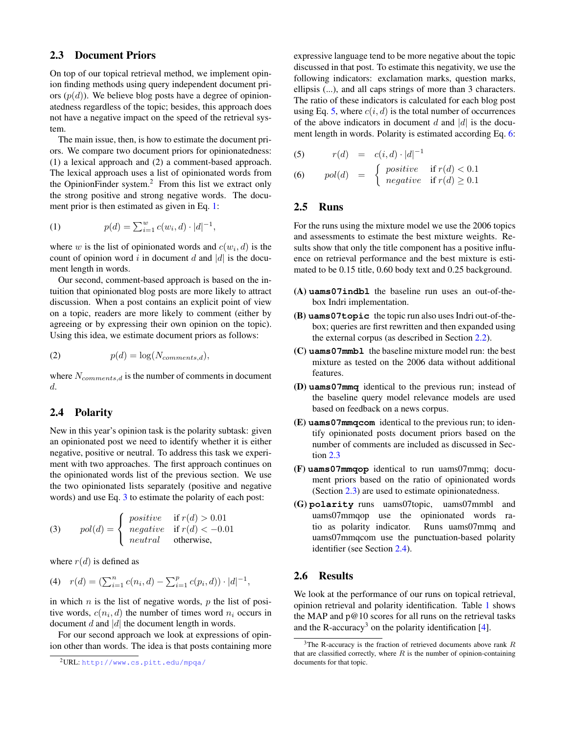## 2.3 Document Priors

On top of our topical retrieval method, we implement opinion finding methods using query independent document priors ($p(d)$). We believe blog posts have a degree of opinionatedness regardless of the topic; besides, this approach does not have a negative impact on the speed of the retrieval system.

The main issue, then, is how to estimate the document priors. We compare two document priors for opinionatedness: (1) a lexical approach and (2) a comment-based approach. The lexical approach uses a list of opinionated words from the OpinionFinder system.[2] From this list we extract only the strong positive and strong negative words. The document prior is then estimated as given in Eq. 1:

$$p(d) = \sum_{i=1}^{w} c(w_i, d) \cdot |d|^{-1}, \tag{1}$$

where $w$ is the list of opinionated words and $c(w_i, d)$ is the count of opinion word $i$ in document $d$ and $|d|$ is the document length in words.

Our second, comment-based approach is based on the intuition that opinionated blog posts are more likely to attract discussion. When a post contains an explicit point of view on a topic, readers are more likely to comment (either by agreeing or by expressing their own opinion on the topic). Using this idea, we estimate document priors as follows:

$$p(d) = \log(N_{comments,d}), \tag{2}$$

where $N_{comments,d}$ is the number of comments in document $d$.

## 2.4 Polarity

New in this year's opinion task is the polarity subtask: given an opinionated post we need to identify whether it is either negative, positive or neutral. To address this task we experiment with two approaches. The first approach continues on the opinionated words list of the previous section. We use the two opinionated lists separately (positive and negative words) and use Eq. 3 to estimate the polarity of each post:

$$pol(d) = \begin{cases} positive & \text{if } r(d) > 0.01 \\ negative & \text{if } r(d) < -0.01 \\ neutral & \text{otherwise,} \end{cases} \tag{3}$$

where $r(d)$ is defined as

$$r(d) = \left(\sum_{i=1}^{n} c(n_i, d) - \sum_{i=1}^{p} c(p_i, d)\right) \cdot |d|^{-1}, \tag{4}$$

in which $n$ is the list of negative words, $p$ the list of positive words, $c(n_i, d)$ the number of times word $n_i$ occurs in document $d$ and $|d|$ the document length in words.

For our second approach we look at expressions of opinion other than words. The idea is that posts containing more expressive language tend to be more negative about the topic discussed in that post. To estimate this negativity, we use the following indicators: exclamation marks, question marks, ellipsis (...), and all caps strings of more than 3 characters. The ratio of these indicators is calculated for each blog post using Eq. 5, where $c(i, d)$ is the total number of occurrences of the above indicators in document $d$ and $|d|$ is the document length in words. Polarity is estimated according Eq. 6:

$$r(d) = c(i, d) \cdot |d|^{-1} \tag{5}$$

$$pol(d) = \begin{cases} positive & \text{if } r(d) < 0.1 \\ negative & \text{if } r(d) \geq 0.1 \end{cases} \tag{6}$$

## 2.5 Runs

For the runs using the mixture model we use the 2006 topics and assessments to estimate the best mixture weights. Results show that only the title component has a positive influence on retrieval performance and the best mixture is estimated to be 0.15 title, 0.60 body text and 0.25 background.

- **(A) `uams07indbl`** the baseline run uses an out-of-the-box Indri implementation.
- **(B) `uams07topic`** the topic run also uses Indri out-of-the-box; queries are first rewritten and then expanded using the external corpus (as described in Section 2.2).
- **(C) `uams07mmbl`** the baseline mixture model run: the best mixture as tested on the 2006 data without additional features.
- **(D) `uams07mmq`** identical to the previous run; instead of the baseline query model relevance models are used based on feedback on a news corpus.
- **(E) `uams07mmqcom`** identical to the previous run; to identify opinionated posts document priors based on the number of comments are included as discussed in Section 2.3
- **(F) `uams07mmqop`** identical to run uams07mmq; document priors based on the ratio of opinionated words (Section 2.3) are used to estimate opinionatedness.
- **(G) `polarity`** runs uams07topic, uams07mmbl and uams07mmqop use the opinionated words ratio as polarity indicator. Runs uams07mmq and uams07mmqcom use the punctuation-based polarity identifier (see Section 2.4).

## 2.6 Results

We look at the performance of our runs on topical retrieval, opinion retrieval and polarity identification. Table 1 shows the MAP and p@10 scores for all runs on the retrieval tasks and the R-accuracy[3] on the polarity identification [4].

---

[2] URL: http://www.cs.pitt.edu/mpqa/

[3] The R-accuracy is the fraction of retrieved documents above rank $R$ that are classified correctly, where $R$ is the number of opinion-containing documents for that topic.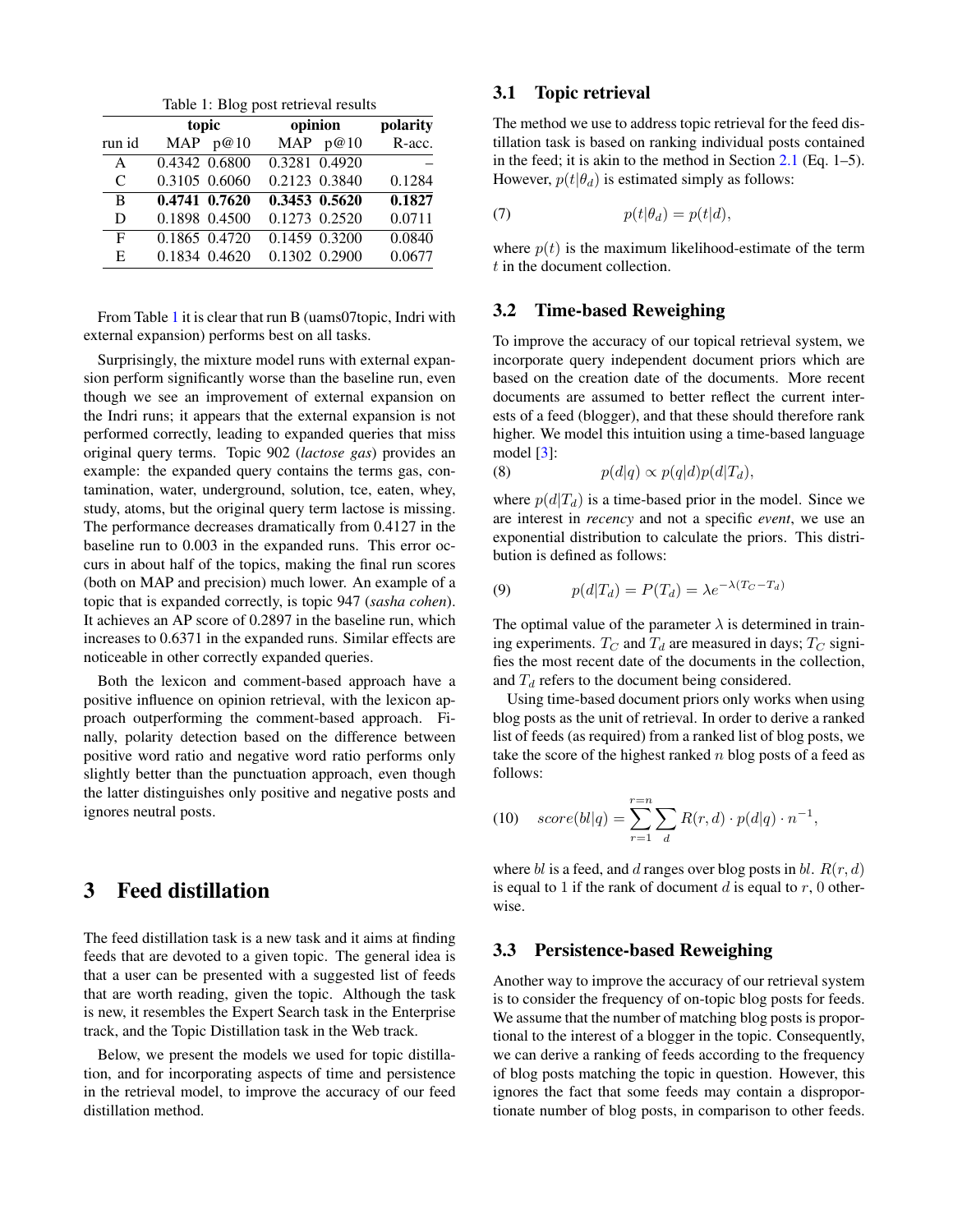Table 1: Blog post retrieval results

| | topic | | opinion | | polarity |
|---|---|---|---|---|---|
| run id | MAP | p@10 | MAP | p@10 | R-acc. |
| A | 0.4342 | 0.6800 | 0.3281 | 0.4920 | – |
| C | 0.3105 | 0.6060 | 0.2123 | 0.3840 | 0.1284 |
| B | **0.4741** | **0.7620** | **0.3453** | **0.5620** | **0.1827** |
| D | 0.1898 | 0.4500 | 0.1273 | 0.2520 | 0.0711 |
| F | 0.1865 | 0.4720 | 0.1459 | 0.3200 | 0.0840 |
| E | 0.1834 | 0.4620 | 0.1302 | 0.2900 | 0.0677 |

From Table 1 it is clear that run B (uams07topic, Indri with external expansion) performs best on all tasks.

Surprisingly, the mixture model runs with external expansion perform significantly worse than the baseline run, even though we see an improvement of external expansion on the Indri runs; it appears that the external expansion is not performed correctly, leading to expanded queries that miss original query terms. Topic 902 (*lactose gas*) provides an example: the expanded query contains the terms gas, contamination, water, underground, solution, tce, eaten, whey, study, atoms, but the original query term lactose is missing. The performance decreases dramatically from 0.4127 in the baseline run to 0.003 in the expanded runs. This error occurs in about half of the topics, making the final run scores (both on MAP and precision) much lower. An example of a topic that is expanded correctly, is topic 947 (*sasha cohen*). It achieves an AP score of 0.2897 in the baseline run, which increases to 0.6371 in the expanded runs. Similar effects are noticeable in other correctly expanded queries.

Both the lexicon and comment-based approach have a positive influence on opinion retrieval, with the lexicon approach outperforming the comment-based approach. Finally, polarity detection based on the difference between positive word ratio and negative word ratio performs only slightly better than the punctuation approach, even though the latter distinguishes only positive and negative posts and ignores neutral posts.

# 3 Feed distillation

The feed distillation task is a new task and it aims at finding feeds that are devoted to a given topic. The general idea is that a user can be presented with a suggested list of feeds that are worth reading, given the topic. Although the task is new, it resembles the Expert Search task in the Enterprise track, and the Topic Distillation task in the Web track.

Below, we present the models we used for topic distillation, and for incorporating aspects of time and persistence in the retrieval model, to improve the accuracy of our feed distillation method.

## 3.1 Topic retrieval

The method we use to address topic retrieval for the feed distillation task is based on ranking individual posts contained in the feed; it is akin to the method in Section 2.1 (Eq. 1–5). However, $p(t|\theta_d)$ is estimated simply as follows:

$$p(t|\theta_d) = p(t|d), \tag{7}$$

where $p(t)$ is the maximum likelihood-estimate of the term $t$ in the document collection.

## 3.2 Time-based Reweighing

To improve the accuracy of our topical retrieval system, we incorporate query independent document priors which are based on the creation date of the documents. More recent documents are assumed to better reflect the current interests of a feed (blogger), and that these should therefore rank higher. We model this intuition using a time-based language model [3]:

$$p(d|q) \propto p(q|d)p(d|T_d), \tag{8}$$

where $p(d|T_d)$ is a time-based prior in the model. Since we are interest in *recency* and not a specific *event*, we use an exponential distribution to calculate the priors. This distribution is defined as follows:

$$p(d|T_d) = P(T_d) = \lambda e^{-\lambda(T_C - T_d)} \tag{9}$$

The optimal value of the parameter $\lambda$ is determined in training experiments. $T_C$ and $T_d$ are measured in days; $T_C$ signifies the most recent date of the documents in the collection, and $T_d$ refers to the document being considered.

Using time-based document priors only works when using blog posts as the unit of retrieval. In order to derive a ranked list of feeds (as required) from a ranked list of blog posts, we take the score of the highest ranked $n$ blog posts of a feed as follows:

$$score(bl|q) = \sum_{r=1}^{r=n} \sum_{d} R(r,d) \cdot p(d|q) \cdot n^{-1}, \tag{10}$$

where *bl* is a feed, and $d$ ranges over blog posts in *bl*. $R(r,d)$ is equal to 1 if the rank of document $d$ is equal to $r$, 0 otherwise.

## 3.3 Persistence-based Reweighing

Another way to improve the accuracy of our retrieval system is to consider the frequency of on-topic blog posts for feeds. We assume that the number of matching blog posts is proportional to the interest of a blogger in the topic. Consequently, we can derive a ranking of feeds according to the frequency of blog posts matching the topic in question. However, this ignores the fact that some feeds may contain a disproportionate number of blog posts, in comparison to other feeds.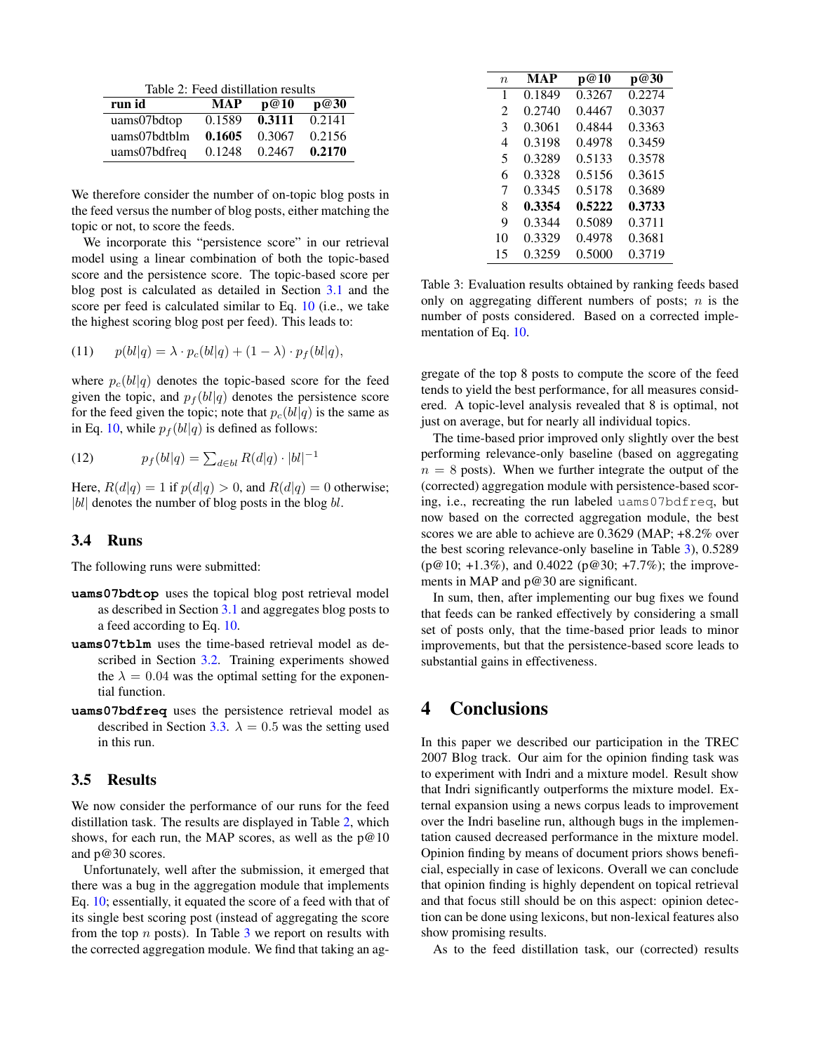Table 2: Feed distillation results

| run id | MAP | p@10 | p@30 |
|---|---|---|---|
| uams07bdtop | 0.1589 | **0.3111** | 0.2141 |
| uams07bdtblm | **0.1605** | 0.3067 | 0.2156 |
| uams07bdfreq | 0.1248 | 0.2467 | **0.2170** |

We therefore consider the number of on-topic blog posts in the feed versus the number of blog posts, either matching the topic or not, to score the feeds.

We incorporate this "persistence score" in our retrieval model using a linear combination of both the topic-based score and the persistence score. The topic-based score per blog post is calculated as detailed in Section 3.1 and the score per feed is calculated similar to Eq. 10 (i.e., we take the highest scoring blog post per feed). This leads to:

$$p(bl|q) = \lambda \cdot p_c(bl|q) + (1 - \lambda) \cdot p_f(bl|q), \tag{11}$$

where $p_c(bl|q)$ denotes the topic-based score for the feed given the topic, and $p_f(bl|q)$ denotes the persistence score for the feed given the topic; note that $p_c(bl|q)$ is the same as in Eq. 10, while $p_f(bl|q)$ is defined as follows:

$$p_f(bl|q) = \sum_{d \in bl} R(d|q) \cdot |bl|^{-1} \tag{12}$$

Here, $R(d|q) = 1$ if $p(d|q) > 0$, and $R(d|q) = 0$ otherwise; $|bl|$ denotes the number of blog posts in the blog $bl$.

### 3.4 Runs

The following runs were submitted:

- **uams07bdtop** uses the topical blog post retrieval model as described in Section 3.1 and aggregates blog posts to a feed according to Eq. 10.
- **uams07tblm** uses the time-based retrieval model as described in Section 3.2. Training experiments showed the $\lambda = 0.04$ was the optimal setting for the exponential function.
- **uams07bdfreq** uses the persistence retrieval model as described in Section 3.3. $\lambda = 0.5$ was the setting used in this run.

### 3.5 Results

We now consider the performance of our runs for the feed distillation task. The results are displayed in Table 2, which shows, for each run, the MAP scores, as well as the p@10 and p@30 scores.

Unfortunately, well after the submission, it emerged that there was a bug in the aggregation module that implements Eq. 10; essentially, it equated the score of a feed with that of its single best scoring post (instead of aggregating the score from the top $n$ posts). In Table 3 we report on results with the corrected aggregation module. We find that taking an aggregate of the top 8 posts to compute the score of the feed tends to yield the best performance, for all measures considered. A topic-level analysis revealed that 8 is optimal, not just on average, but for nearly all individual topics.

| $n$ | MAP | p@10 | p@30 |
|---|---|---|---|
| 1 | 0.1849 | 0.3267 | 0.2274 |
| 2 | 0.2740 | 0.4467 | 0.3037 |
| 3 | 0.3061 | 0.4844 | 0.3363 |
| 4 | 0.3198 | 0.4978 | 0.3459 |
| 5 | 0.3289 | 0.5133 | 0.3578 |
| 6 | 0.3328 | 0.5156 | 0.3615 |
| 7 | 0.3345 | 0.5178 | 0.3689 |
| 8 | **0.3354** | **0.5222** | **0.3733** |
| 9 | 0.3344 | 0.5089 | 0.3711 |
| 10 | 0.3329 | 0.4978 | 0.3681 |
| 15 | 0.3259 | 0.5000 | 0.3719 |

Table 3: Evaluation results obtained by ranking feeds based only on aggregating different numbers of posts; $n$ is the number of posts considered. Based on a corrected implementation of Eq. 10.

The time-based prior improved only slightly over the best performing relevance-only baseline (based on aggregating $n = 8$ posts). When we further integrate the output of the (corrected) aggregation module with persistence-based scoring, i.e., recreating the run labeled `uams07bdfreq`, but now based on the corrected aggregation module, the best scores we are able to achieve are 0.3629 (MAP; +8.2% over the best scoring relevance-only baseline in Table 3), 0.5289 (p@10; +1.3%), and 0.4022 (p@30; +7.7%); the improvements in MAP and p@30 are significant.

In sum, then, after implementing our bug fixes we found that feeds can be ranked effectively by considering a small set of posts only, that the time-based prior leads to minor improvements, but that the persistence-based score leads to substantial gains in effectiveness.

# 4 Conclusions

In this paper we described our participation in the TREC 2007 Blog track. Our aim for the opinion finding task was to experiment with Indri and a mixture model. Result show that Indri significantly outperforms the mixture model. External expansion using a news corpus leads to improvement over the Indri baseline run, although bugs in the implementation caused decreased performance in the mixture model. Opinion finding by means of document priors shows beneficial, especially in case of lexicons. Overall we can conclude that opinion finding is highly dependent on topical retrieval and that focus still should be on this aspect: opinion detection can be done using lexicons, but non-lexical features also show promising results.

As to the feed distillation task, our (corrected) results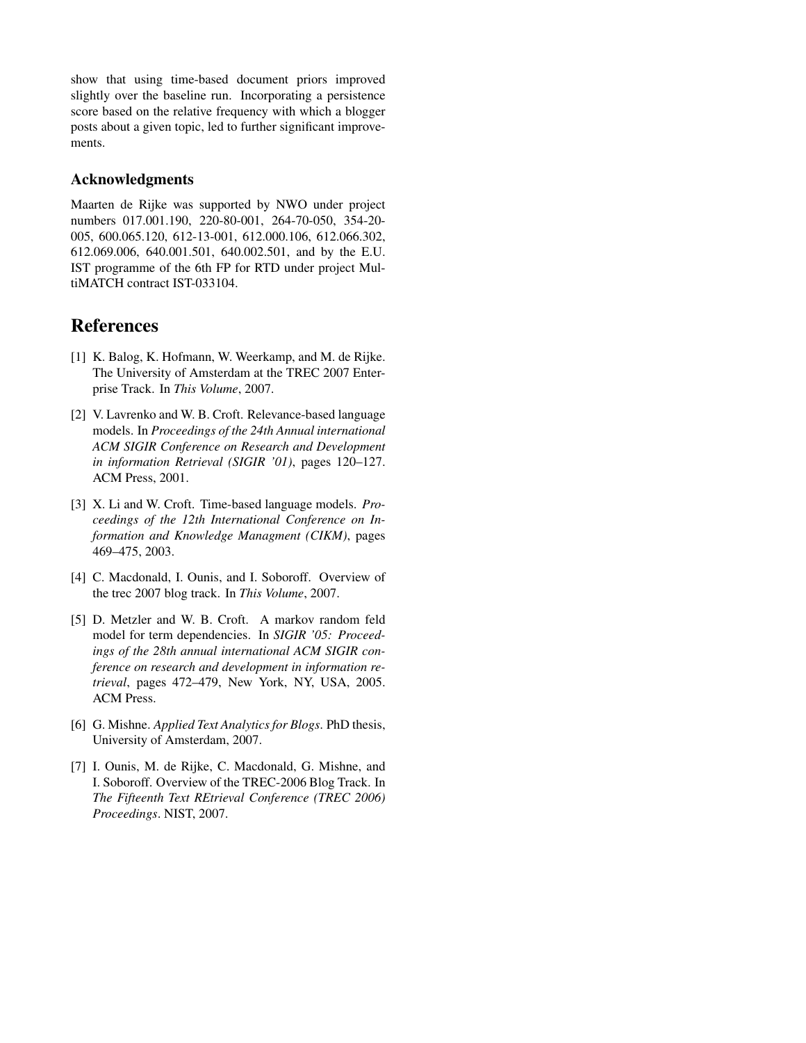show that using time-based document priors improved slightly over the baseline run. Incorporating a persistence score based on the relative frequency with which a blogger posts about a given topic, led to further significant improvements.

## Acknowledgments

Maarten de Rijke was supported by NWO under project numbers 017.001.190, 220-80-001, 264-70-050, 354-20-005, 600.065.120, 612-13-001, 612.000.106, 612.066.302, 612.069.006, 640.001.501, 640.002.501, and by the E.U. IST programme of the 6th FP for RTD under project MultiMATCH contract IST-033104.

# References

[1] K. Balog, K. Hofmann, W. Weerkamp, and M. de Rijke. The University of Amsterdam at the TREC 2007 Enterprise Track. In *This Volume*, 2007.

[2] V. Lavrenko and W. B. Croft. Relevance-based language models. In *Proceedings of the 24th Annual international ACM SIGIR Conference on Research and Development in information Retrieval (SIGIR '01)*, pages 120–127. ACM Press, 2001.

[3] X. Li and W. Croft. Time-based language models. *Proceedings of the 12th International Conference on Information and Knowledge Managment (CIKM)*, pages 469–475, 2003.

[4] C. Macdonald, I. Ounis, and I. Soboroff. Overview of the trec 2007 blog track. In *This Volume*, 2007.

[5] D. Metzler and W. B. Croft. A markov random feld model for term dependencies. In *SIGIR '05: Proceedings of the 28th annual international ACM SIGIR conference on research and development in information retrieval*, pages 472–479, New York, NY, USA, 2005. ACM Press.

[6] G. Mishne. *Applied Text Analytics for Blogs*. PhD thesis, University of Amsterdam, 2007.

[7] I. Ounis, M. de Rijke, C. Macdonald, G. Mishne, and I. Soboroff. Overview of the TREC-2006 Blog Track. In *The Fifteenth Text REtrieval Conference (TREC 2006) Proceedings*. NIST, 2007.